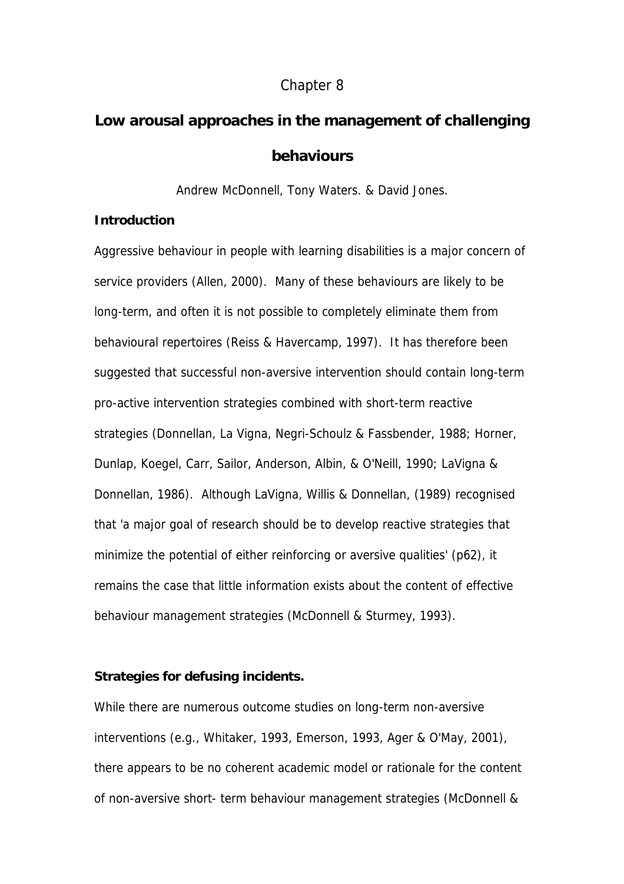Chapter 8

# Low arousal approaches in the management of challenging behaviours

Andrew McDonnell, Tony Waters. & David Jones.

**Introduction**

Aggressive behaviour in people with learning disabilities is a major concern of service providers (Allen, 2000). Many of these behaviours are likely to be long-term, and often it is not possible to completely eliminate them from behavioural repertoires (Reiss & Havercamp, 1997). It has therefore been suggested that successful non-aversive intervention should contain long-term pro-active intervention strategies combined with short-term reactive strategies (Donnellan, La Vigna, Negri-Schoulz & Fassbender, 1988; Horner, Dunlap, Koegel, Carr, Sailor, Anderson, Albin, & O'Neill, 1990; LaVigna & Donnellan, 1986). Although LaVigna, Willis & Donnellan, (1989) recognised that 'a major goal of research should be to develop reactive strategies that minimize the potential of either reinforcing or aversive qualities' (p62), it remains the case that little information exists about the content of effective behaviour management strategies (McDonnell & Sturmey, 1993).

**Strategies for defusing incidents.**

While there are numerous outcome studies on long-term non-aversive interventions (e.g., Whitaker, 1993, Emerson, 1993, Ager & O'May, 2001), there appears to be no coherent academic model or rationale for the content of non-aversive short- term behaviour management strategies (McDonnell &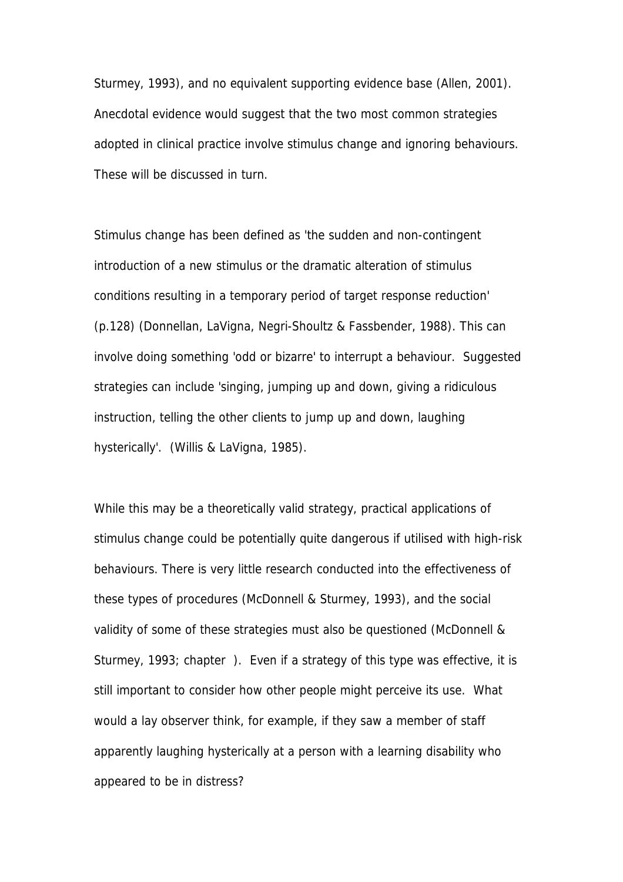Sturmey, 1993), and no equivalent supporting evidence base (Allen, 2001). Anecdotal evidence would suggest that the two most common strategies adopted in clinical practice involve stimulus change and ignoring behaviours. These will be discussed in turn.

Stimulus change has been defined as 'the sudden and non-contingent introduction of a new stimulus or the dramatic alteration of stimulus conditions resulting in a temporary period of target response reduction' (p.128) (Donnellan, LaVigna, Negri-Shoultz & Fassbender, 1988). This can involve doing something 'odd or bizarre' to interrupt a behaviour. Suggested strategies can include 'singing, jumping up and down, giving a ridiculous instruction, telling the other clients to jump up and down, laughing hysterically'. (Willis & LaVigna, 1985).

While this may be a theoretically valid strategy, practical applications of stimulus change could be potentially quite dangerous if utilised with high-risk behaviours. There is very little research conducted into the effectiveness of these types of procedures (McDonnell & Sturmey, 1993), and the social validity of some of these strategies must also be questioned (McDonnell & Sturmey, 1993; chapter ). Even if a strategy of this type was effective, it is still important to consider how other people might perceive its use. What would a lay observer think, for example, if they saw a member of staff apparently laughing hysterically at a person with a learning disability who appeared to be in distress?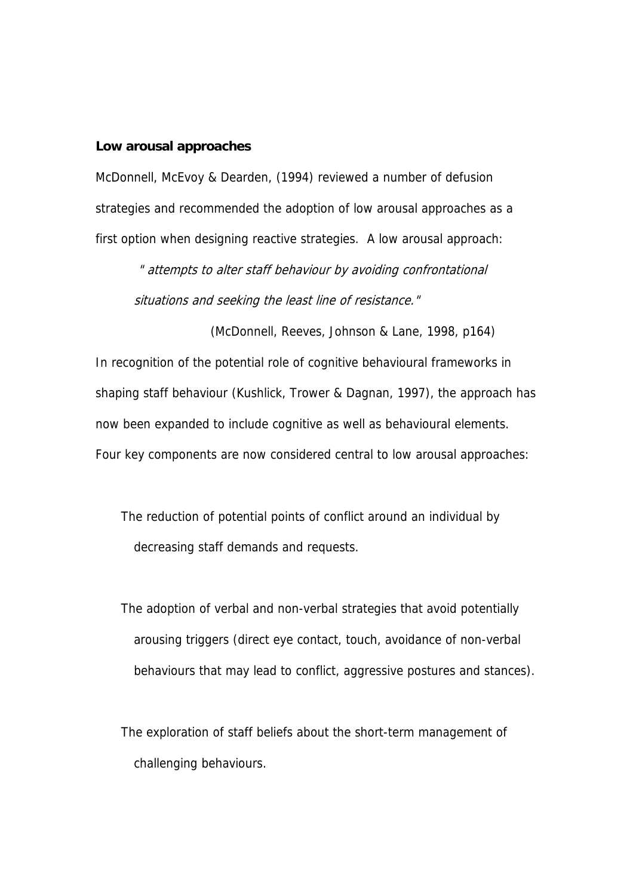**Low arousal approaches**

McDonnell, McEvoy & Dearden, (1994) reviewed a number of defusion strategies and recommended the adoption of low arousal approaches as a first option when designing reactive strategies. A low arousal approach:

> *"attempts to alter staff behaviour by avoiding confrontational situations and seeking the least line of resistance."*
>
> (McDonnell, Reeves, Johnson & Lane, 1998, p164)

In recognition of the potential role of cognitive behavioural frameworks in shaping staff behaviour (Kushlick, Trower & Dagnan, 1997), the approach has now been expanded to include cognitive as well as behavioural elements. Four key components are now considered central to low arousal approaches:

- The reduction of potential points of conflict around an individual by decreasing staff demands and requests.

- The adoption of verbal and non-verbal strategies that avoid potentially arousing triggers (direct eye contact, touch, avoidance of non-verbal behaviours that may lead to conflict, aggressive postures and stances).

- The exploration of staff beliefs about the short-term management of challenging behaviours.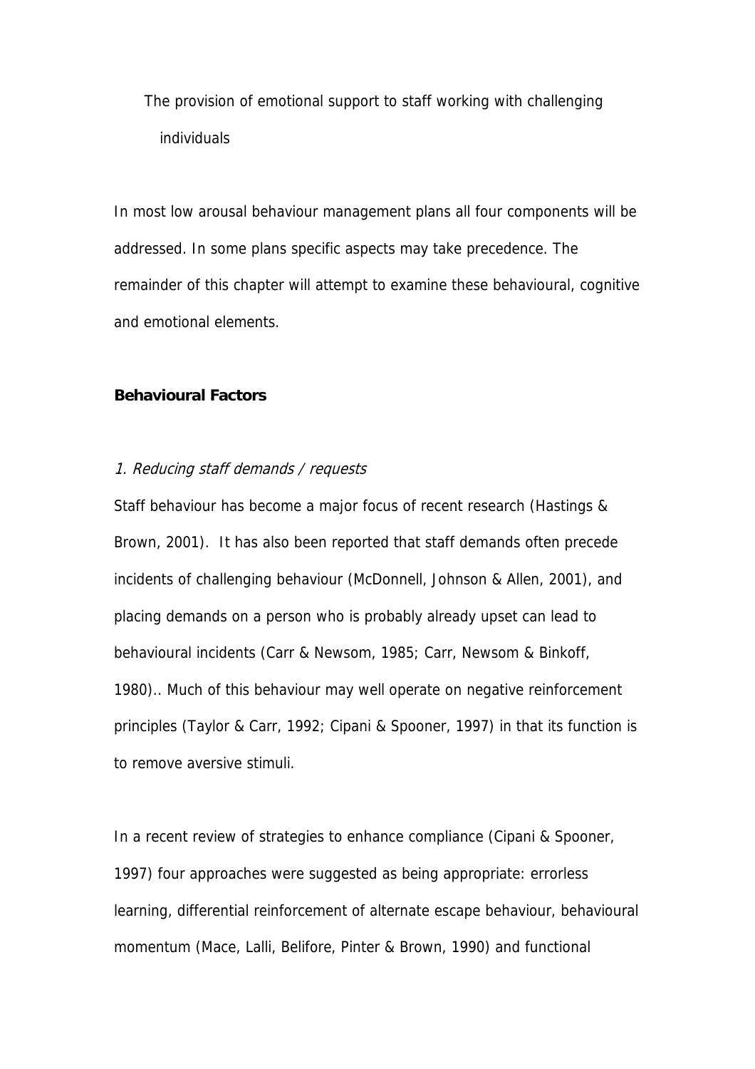The provision of emotional support to staff working with challenging individuals

In most low arousal behaviour management plans all four components will be addressed. In some plans specific aspects may take precedence. The remainder of this chapter will attempt to examine these behavioural, cognitive and emotional elements.

**Behavioural Factors**

*1. Reducing staff demands / requests*

Staff behaviour has become a major focus of recent research (Hastings & Brown, 2001). It has also been reported that staff demands often precede incidents of challenging behaviour (McDonnell, Johnson & Allen, 2001), and placing demands on a person who is probably already upset can lead to behavioural incidents (Carr & Newsom, 1985; Carr, Newsom & Binkoff, 1980).. Much of this behaviour may well operate on negative reinforcement principles (Taylor & Carr, 1992; Cipani & Spooner, 1997) in that its function is to remove aversive stimuli.

In a recent review of strategies to enhance compliance (Cipani & Spooner, 1997) four approaches were suggested as being appropriate: errorless learning, differential reinforcement of alternate escape behaviour, behavioural momentum (Mace, Lalli, Belifore, Pinter & Brown, 1990) and functional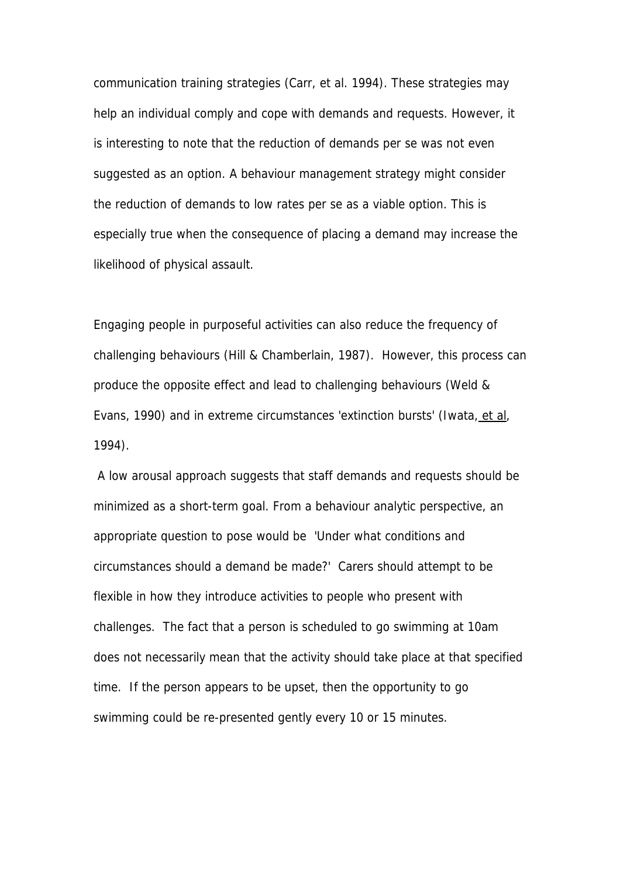communication training strategies (Carr, et al. 1994). These strategies may help an individual comply and cope with demands and requests. However, it is interesting to note that the reduction of demands per se was not even suggested as an option. A behaviour management strategy might consider the reduction of demands to low rates per se as a viable option. This is especially true when the consequence of placing a demand may increase the likelihood of physical assault.

Engaging people in purposeful activities can also reduce the frequency of challenging behaviours (Hill & Chamberlain, 1987). However, this process can produce the opposite effect and lead to challenging behaviours (Weld & Evans, 1990) and in extreme circumstances 'extinction bursts' (Iwata, et al, 1994).

A low arousal approach suggests that staff demands and requests should be minimized as a short-term goal. From a behaviour analytic perspective, an appropriate question to pose would be 'Under what conditions and circumstances should a demand be made?' Carers should attempt to be flexible in how they introduce activities to people who present with challenges. The fact that a person is scheduled to go swimming at 10am does not necessarily mean that the activity should take place at that specified time. If the person appears to be upset, then the opportunity to go swimming could be re-presented gently every 10 or 15 minutes.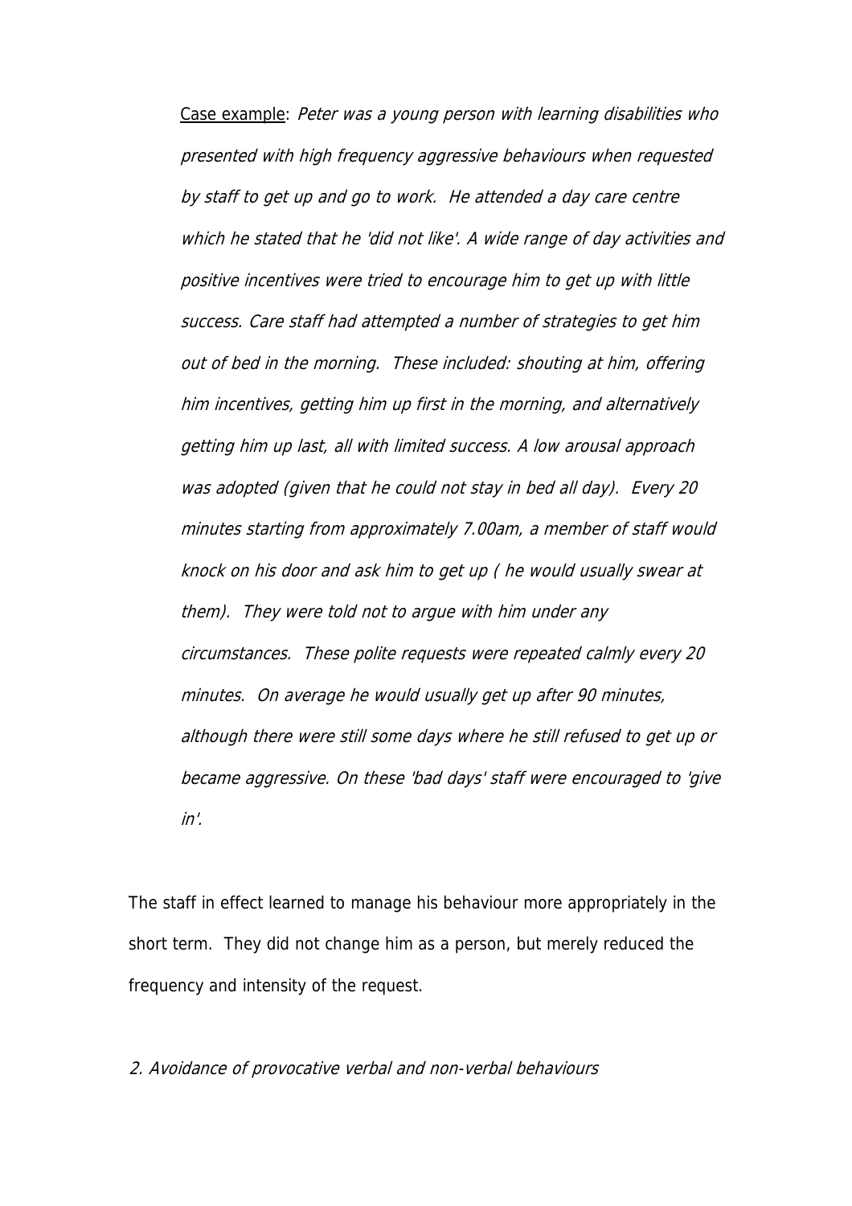Case example: *Peter was a young person with learning disabilities who presented with high frequency aggressive behaviours when requested by staff to get up and go to work. He attended a day care centre which he stated that he 'did not like'. A wide range of day activities and positive incentives were tried to encourage him to get up with little success. Care staff had attempted a number of strategies to get him out of bed in the morning. These included: shouting at him, offering him incentives, getting him up first in the morning, and alternatively getting him up last, all with limited success. A low arousal approach was adopted (given that he could not stay in bed all day). Every 20 minutes starting from approximately 7.00am, a member of staff would knock on his door and ask him to get up ( he would usually swear at them). They were told not to argue with him under any circumstances. These polite requests were repeated calmly every 20 minutes. On average he would usually get up after 90 minutes, although there were still some days where he still refused to get up or became aggressive. On these 'bad days' staff were encouraged to 'give in'.*

The staff in effect learned to manage his behaviour more appropriately in the short term. They did not change him as a person, but merely reduced the frequency and intensity of the request.

*2. Avoidance of provocative verbal and non-verbal behaviours*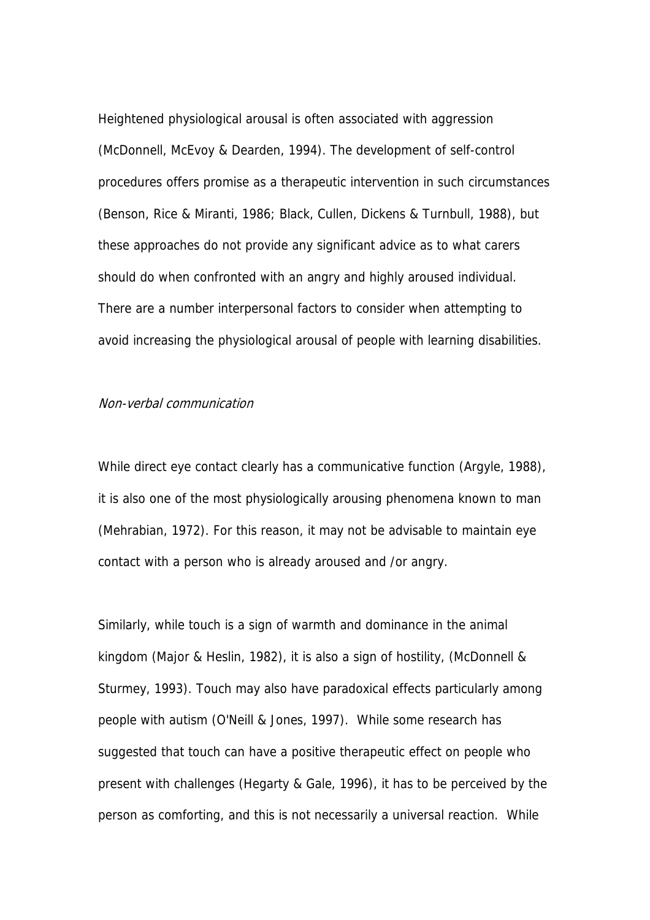Heightened physiological arousal is often associated with aggression (McDonnell, McEvoy & Dearden, 1994). The development of self-control procedures offers promise as a therapeutic intervention in such circumstances (Benson, Rice & Miranti, 1986; Black, Cullen, Dickens & Turnbull, 1988), but these approaches do not provide any significant advice as to what carers should do when confronted with an angry and highly aroused individual. There are a number interpersonal factors to consider when attempting to avoid increasing the physiological arousal of people with learning disabilities.

*Non-verbal communication*

While direct eye contact clearly has a communicative function (Argyle, 1988), it is also one of the most physiologically arousing phenomena known to man (Mehrabian, 1972). For this reason, it may not be advisable to maintain eye contact with a person who is already aroused and /or angry.

Similarly, while touch is a sign of warmth and dominance in the animal kingdom (Major & Heslin, 1982), it is also a sign of hostility, (McDonnell & Sturmey, 1993). Touch may also have paradoxical effects particularly among people with autism (O'Neill & Jones, 1997). While some research has suggested that touch can have a positive therapeutic effect on people who present with challenges (Hegarty & Gale, 1996), it has to be perceived by the person as comforting, and this is not necessarily a universal reaction. While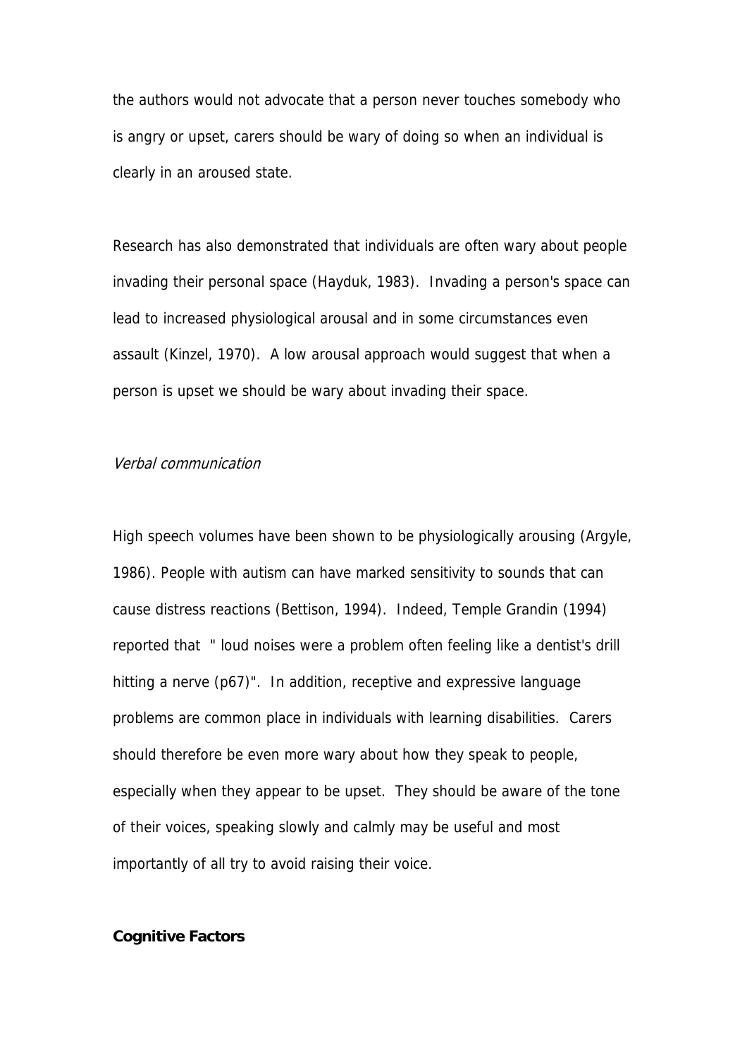the authors would not advocate that a person never touches somebody who is angry or upset, carers should be wary of doing so when an individual is clearly in an aroused state.

Research has also demonstrated that individuals are often wary about people invading their personal space (Hayduk, 1983). Invading a person's space can lead to increased physiological arousal and in some circumstances even assault (Kinzel, 1970). A low arousal approach would suggest that when a person is upset we should be wary about invading their space.

*Verbal communication*

High speech volumes have been shown to be physiologically arousing (Argyle, 1986). People with autism can have marked sensitivity to sounds that can cause distress reactions (Bettison, 1994). Indeed, Temple Grandin (1994) reported that " loud noises were a problem often feeling like a dentist's drill hitting a nerve (p67)". In addition, receptive and expressive language problems are common place in individuals with learning disabilities. Carers should therefore be even more wary about how they speak to people, especially when they appear to be upset. They should be aware of the tone of their voices, speaking slowly and calmly may be useful and most importantly of all try to avoid raising their voice.

**Cognitive Factors**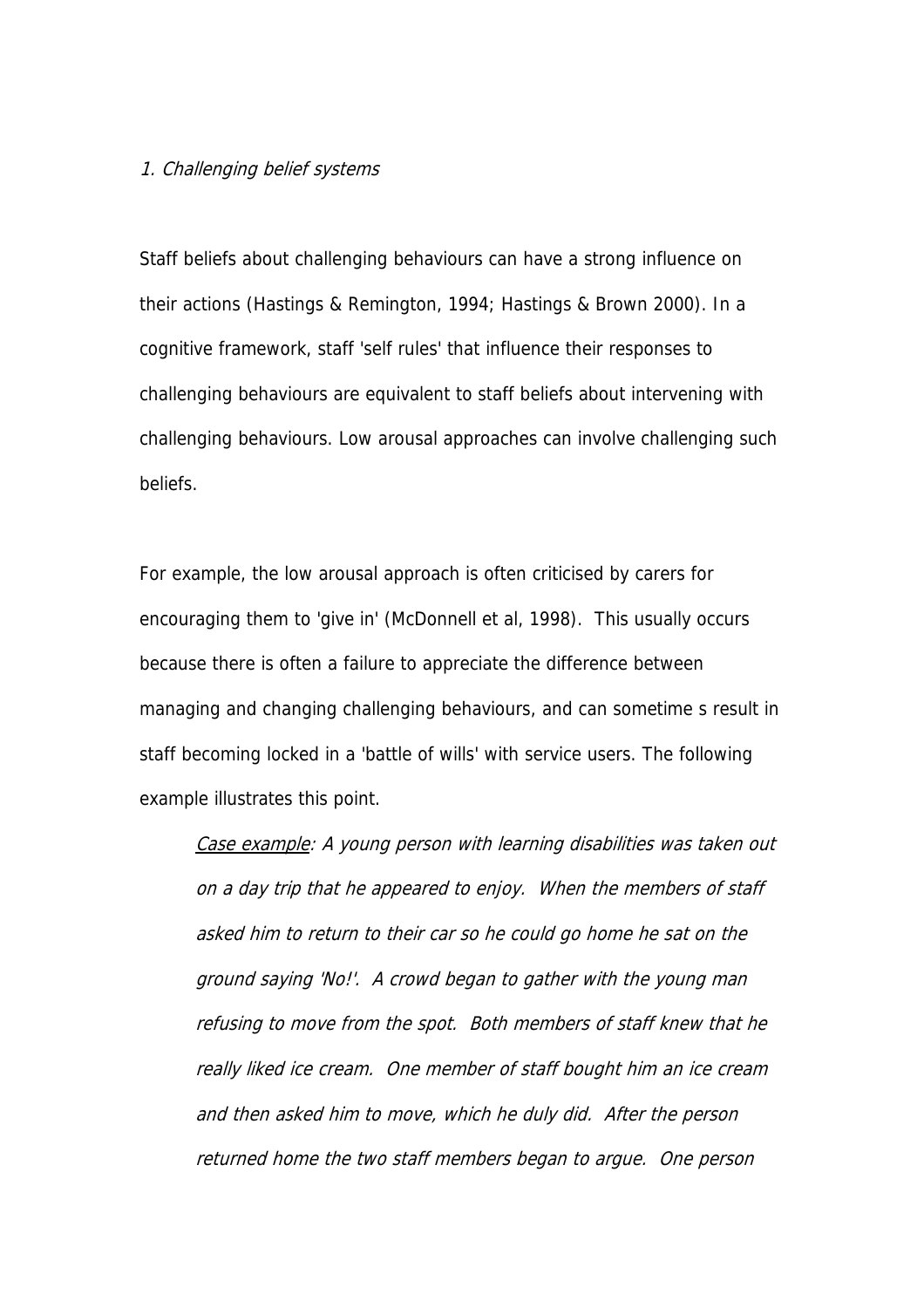*1. Challenging belief systems*

Staff beliefs about challenging behaviours can have a strong influence on their actions (Hastings & Remington, 1994; Hastings & Brown 2000). In a cognitive framework, staff 'self rules' that influence their responses to challenging behaviours are equivalent to staff beliefs about intervening with challenging behaviours. Low arousal approaches can involve challenging such beliefs.

For example, the low arousal approach is often criticised by carers for encouraging them to 'give in' (McDonnell et al, 1998). This usually occurs because there is often a failure to appreciate the difference between managing and changing challenging behaviours, and can sometime s result in staff becoming locked in a 'battle of wills' with service users. The following example illustrates this point.

> *<u>Case example</u>: A young person with learning disabilities was taken out on a day trip that he appeared to enjoy. When the members of staff asked him to return to their car so he could go home he sat on the ground saying 'No!'. A crowd began to gather with the young man refusing to move from the spot. Both members of staff knew that he really liked ice cream. One member of staff bought him an ice cream and then asked him to move, which he duly did. After the person returned home the two staff members began to argue. One person*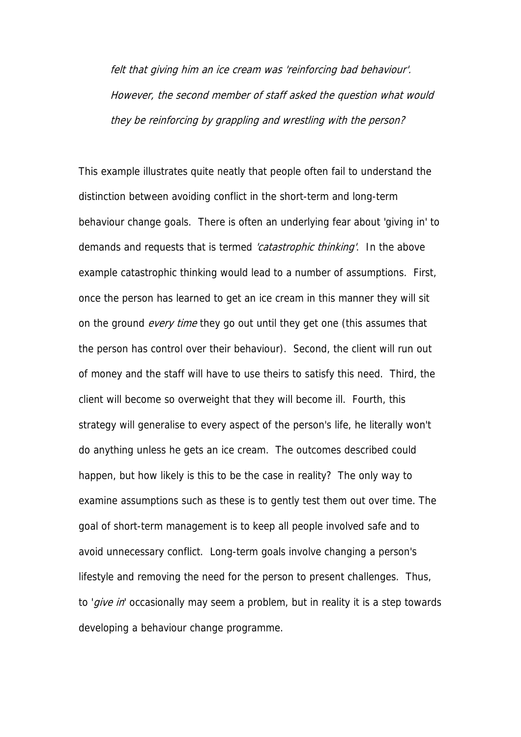*felt that giving him an ice cream was 'reinforcing bad behaviour'. However, the second member of staff asked the question what would they be reinforcing by grappling and wrestling with the person?*

This example illustrates quite neatly that people often fail to understand the distinction between avoiding conflict in the short-term and long-term behaviour change goals. There is often an underlying fear about 'giving in' to demands and requests that is termed *'catastrophic thinking'*. In the above example catastrophic thinking would lead to a number of assumptions. First, once the person has learned to get an ice cream in this manner they will sit on the ground *every time* they go out until they get one (this assumes that the person has control over their behaviour). Second, the client will run out of money and the staff will have to use theirs to satisfy this need. Third, the client will become so overweight that they will become ill. Fourth, this strategy will generalise to every aspect of the person's life, he literally won't do anything unless he gets an ice cream. The outcomes described could happen, but how likely is this to be the case in reality? The only way to examine assumptions such as these is to gently test them out over time. The goal of short-term management is to keep all people involved safe and to avoid unnecessary conflict. Long-term goals involve changing a person's lifestyle and removing the need for the person to present challenges. Thus, to '*give in*' occasionally may seem a problem, but in reality it is a step towards developing a behaviour change programme.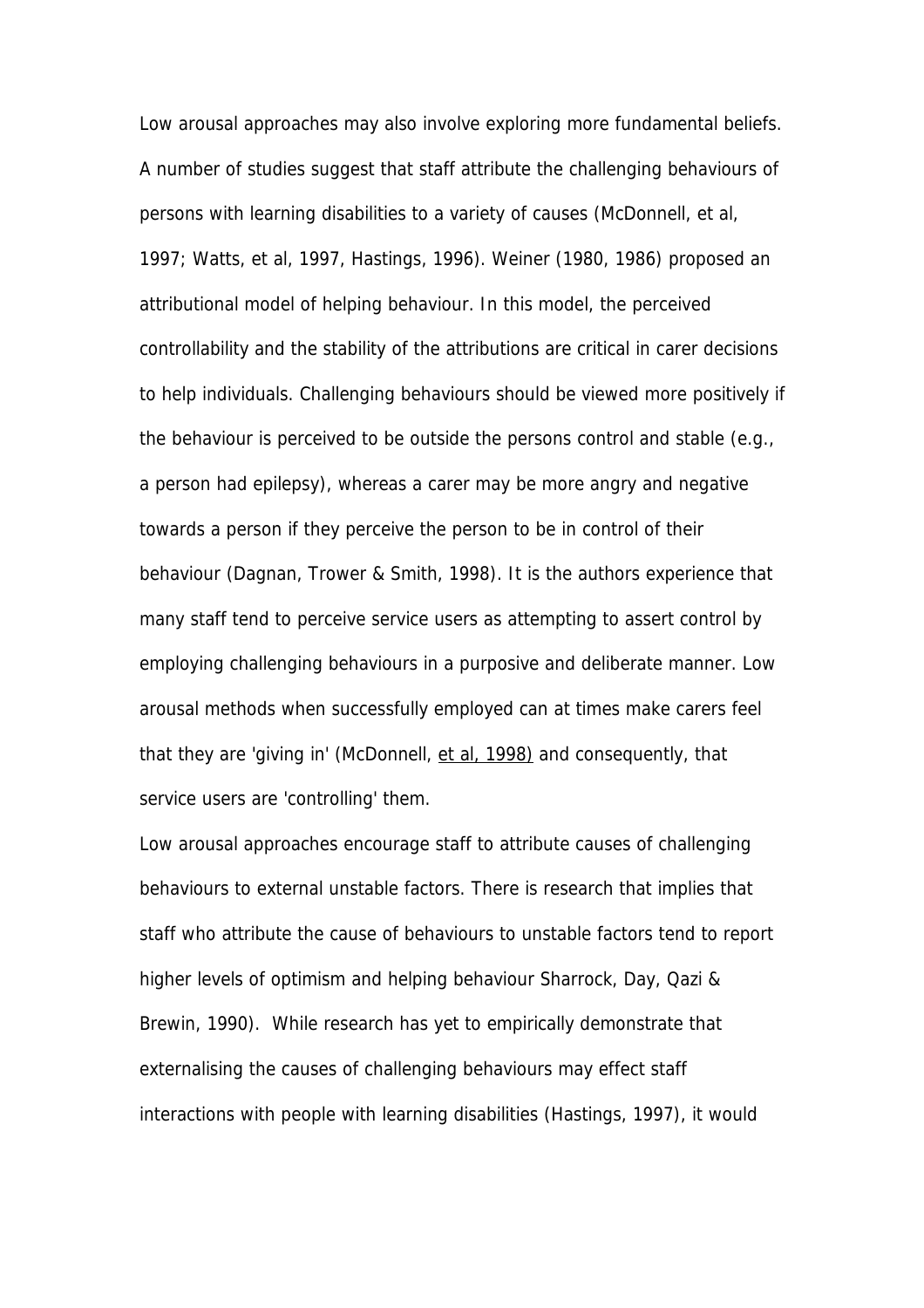Low arousal approaches may also involve exploring more fundamental beliefs. A number of studies suggest that staff attribute the challenging behaviours of persons with learning disabilities to a variety of causes (McDonnell, et al, 1997; Watts, et al, 1997, Hastings, 1996). Weiner (1980, 1986) proposed an attributional model of helping behaviour. In this model, the perceived controllability and the stability of the attributions are critical in carer decisions to help individuals. Challenging behaviours should be viewed more positively if the behaviour is perceived to be outside the persons control and stable (e.g., a person had epilepsy), whereas a carer may be more angry and negative towards a person if they perceive the person to be in control of their behaviour (Dagnan, Trower & Smith, 1998). It is the authors experience that many staff tend to perceive service users as attempting to assert control by employing challenging behaviours in a purposive and deliberate manner. Low arousal methods when successfully employed can at times make carers feel that they are 'giving in' (McDonnell, et al, 1998) and consequently, that service users are 'controlling' them.

Low arousal approaches encourage staff to attribute causes of challenging behaviours to external unstable factors. There is research that implies that staff who attribute the cause of behaviours to unstable factors tend to report higher levels of optimism and helping behaviour Sharrock, Day, Qazi & Brewin, 1990). While research has yet to empirically demonstrate that externalising the causes of challenging behaviours may effect staff interactions with people with learning disabilities (Hastings, 1997), it would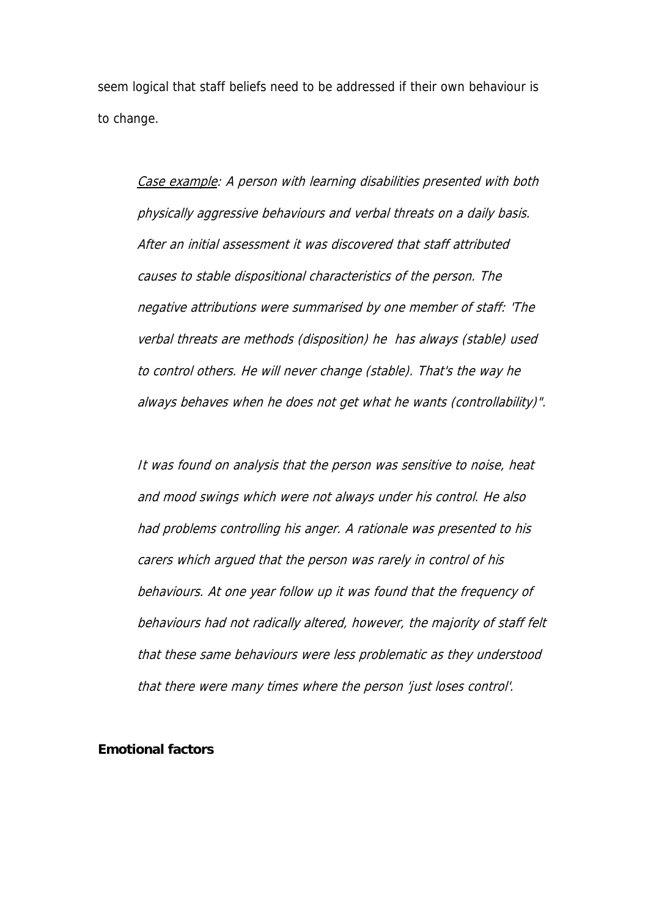seem logical that staff beliefs need to be addressed if their own behaviour is to change.

> *<u>Case example</u>: A person with learning disabilities presented with both physically aggressive behaviours and verbal threats on a daily basis. After an initial assessment it was discovered that staff attributed causes to stable dispositional characteristics of the person. The negative attributions were summarised by one member of staff: 'The verbal threats are methods (disposition) he has always (stable) used to control others. He will never change (stable). That's the way he always behaves when he does not get what he wants (controllability)".*
>
> *It was found on analysis that the person was sensitive to noise, heat and mood swings which were not always under his control. He also had problems controlling his anger. A rationale was presented to his carers which argued that the person was rarely in control of his behaviours. At one year follow up it was found that the frequency of behaviours had not radically altered, however, the majority of staff felt that these same behaviours were less problematic as they understood that there were many times where the person 'just loses control'.*

**Emotional factors**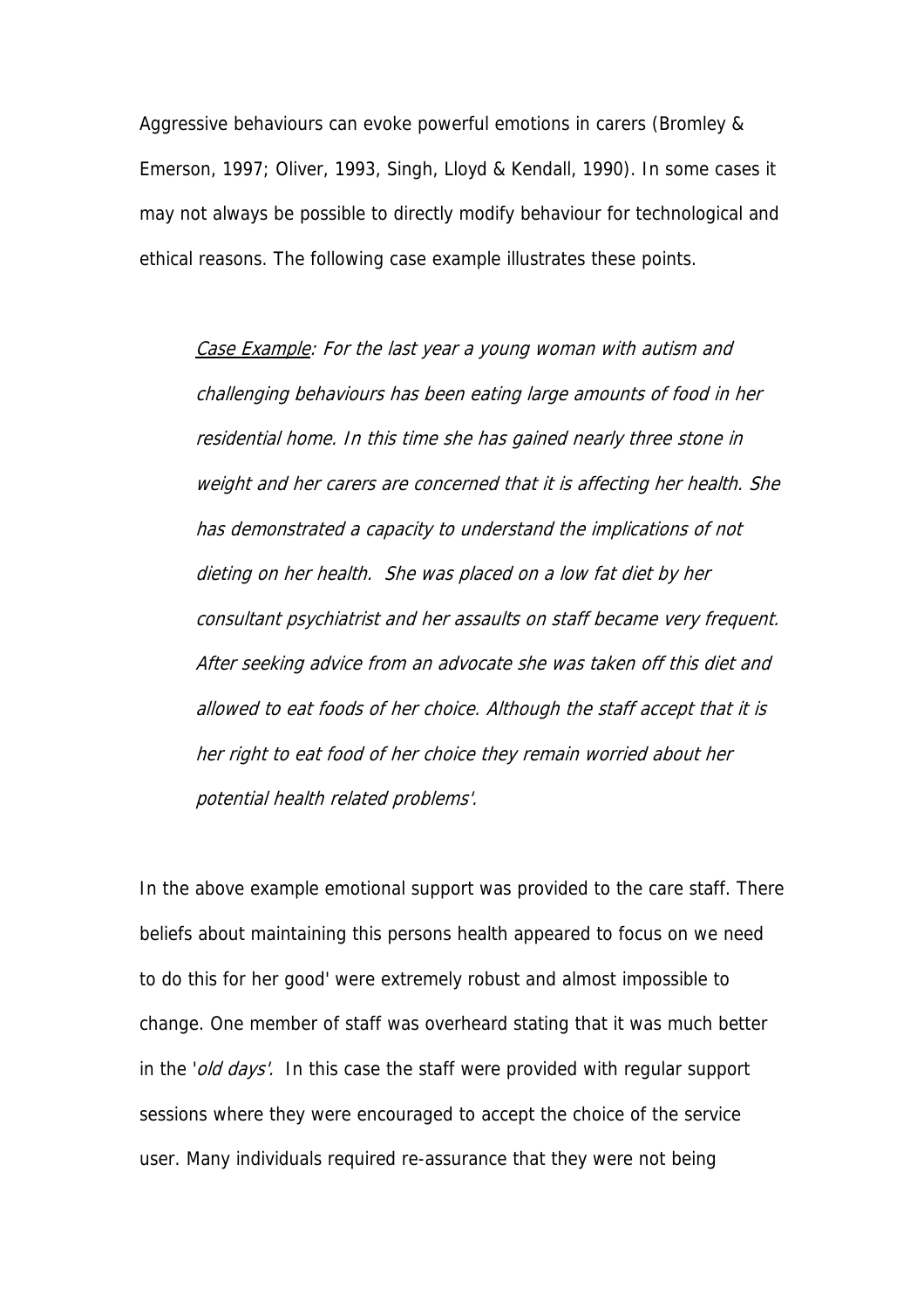Aggressive behaviours can evoke powerful emotions in carers (Bromley & Emerson, 1997; Oliver, 1993, Singh, Lloyd & Kendall, 1990). In some cases it may not always be possible to directly modify behaviour for technological and ethical reasons. The following case example illustrates these points.

> *<u>Case Example</u>: For the last year a young woman with autism and challenging behaviours has been eating large amounts of food in her residential home. In this time she has gained nearly three stone in weight and her carers are concerned that it is affecting her health. She has demonstrated a capacity to understand the implications of not dieting on her health. She was placed on a low fat diet by her consultant psychiatrist and her assaults on staff became very frequent. After seeking advice from an advocate she was taken off this diet and allowed to eat foods of her choice. Although the staff accept that it is her right to eat food of her choice they remain worried about her potential health related problems'.*

In the above example emotional support was provided to the care staff. There beliefs about maintaining this persons health appeared to focus on we need to do this for her good' were extremely robust and almost impossible to change. One member of staff was overheard stating that it was much better in the '*old days'*. In this case the staff were provided with regular support sessions where they were encouraged to accept the choice of the service user. Many individuals required re-assurance that they were not being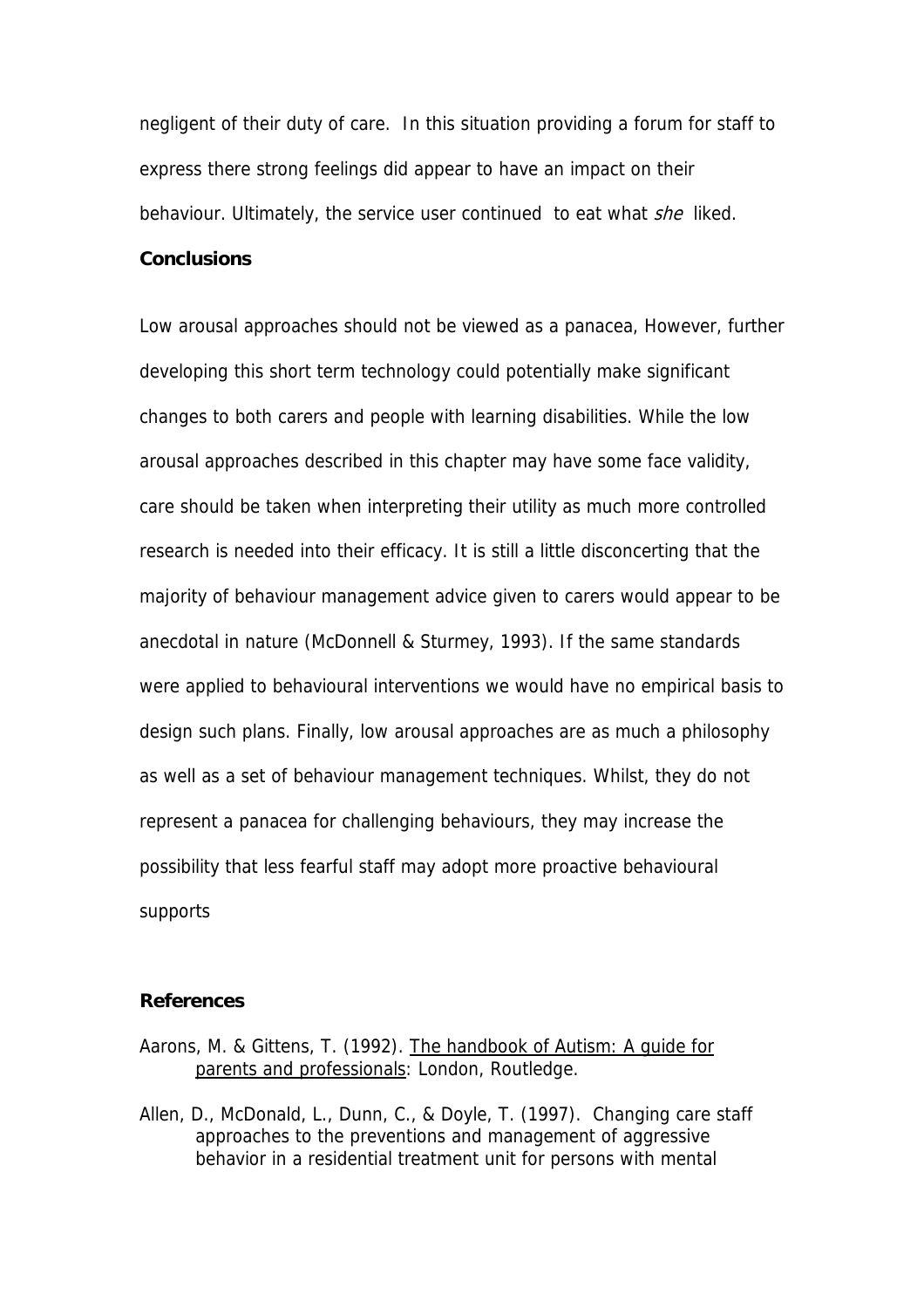negligent of their duty of care. In this situation providing a forum for staff to express there strong feelings did appear to have an impact on their behaviour. Ultimately, the service user continued to eat what *she* liked.

**Conclusions**

Low arousal approaches should not be viewed as a panacea, However, further developing this short term technology could potentially make significant changes to both carers and people with learning disabilities. While the low arousal approaches described in this chapter may have some face validity, care should be taken when interpreting their utility as much more controlled research is needed into their efficacy. It is still a little disconcerting that the majority of behaviour management advice given to carers would appear to be anecdotal in nature (McDonnell & Sturmey, 1993). If the same standards were applied to behavioural interventions we would have no empirical basis to design such plans. Finally, low arousal approaches are as much a philosophy as well as a set of behaviour management techniques. Whilst, they do not represent a panacea for challenging behaviours, they may increase the possibility that less fearful staff may adopt more proactive behavioural supports

**References**

Aarons, M. & Gittens, T. (1992). <u>The handbook of Autism: A guide for parents and professionals</u>: London, Routledge.

Allen, D., McDonald, L., Dunn, C., & Doyle, T. (1997). Changing care staff approaches to the preventions and management of aggressive behavior in a residential treatment unit for persons with mental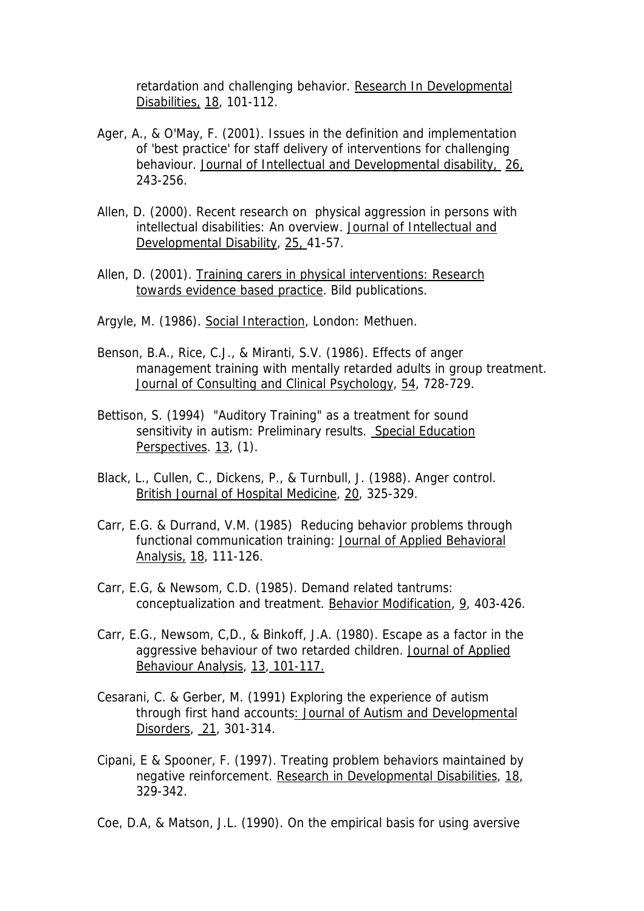retardation and challenging behavior. Research In Developmental Disabilities, 18, 101-112.

Ager, A., & O'May, F. (2001). Issues in the definition and implementation of 'best practice' for staff delivery of interventions for challenging behaviour. Journal of Intellectual and Developmental disability, 26, 243-256.

Allen, D. (2000). Recent research on physical aggression in persons with intellectual disabilities: An overview. Journal of Intellectual and Developmental Disability, 25, 41-57.

Allen, D. (2001). Training carers in physical interventions: Research towards evidence based practice. Bild publications.

Argyle, M. (1986). Social Interaction, London: Methuen.

Benson, B.A., Rice, C.J., & Miranti, S.V. (1986). Effects of anger management training with mentally retarded adults in group treatment. Journal of Consulting and Clinical Psychology, 54, 728-729.

Bettison, S. (1994) "Auditory Training" as a treatment for sound sensitivity in autism: Preliminary results. Special Education Perspectives. 13, (1).

Black, L., Cullen, C., Dickens, P., & Turnbull, J. (1988). Anger control. British Journal of Hospital Medicine, 20, 325-329.

Carr, E.G. & Durrand, V.M. (1985) Reducing behavior problems through functional communication training: Journal of Applied Behavioral Analysis, 18, 111-126.

Carr, E.G, & Newsom, C.D. (1985). Demand related tantrums: conceptualization and treatment. Behavior Modification, 9, 403-426.

Carr, E.G., Newsom, C,D., & Binkoff, J.A. (1980). Escape as a factor in the aggressive behaviour of two retarded children. Journal of Applied Behaviour Analysis, 13, 101-117.

Cesarani, C. & Gerber, M. (1991) Exploring the experience of autism through first hand accounts: Journal of Autism and Developmental Disorders, 21, 301-314.

Cipani, E & Spooner, F. (1997). Treating problem behaviors maintained by negative reinforcement. Research in Developmental Disabilities, 18, 329-342.

Coe, D.A, & Matson, J.L. (1990). On the empirical basis for using aversive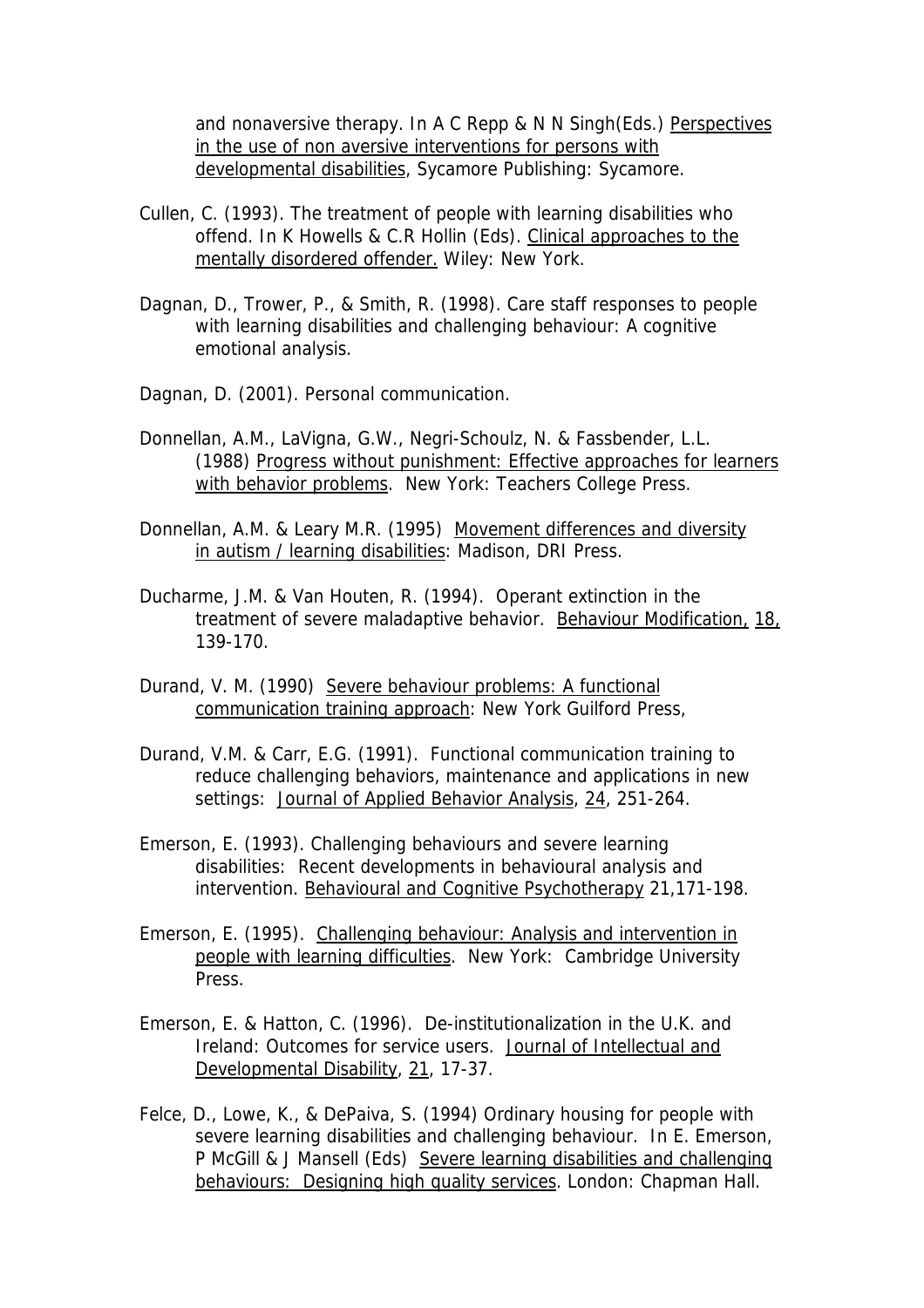and nonaversive therapy. In A C Repp & N N Singh(Eds.) Perspectives in the use of non aversive interventions for persons with developmental disabilities, Sycamore Publishing: Sycamore.

Cullen, C. (1993). The treatment of people with learning disabilities who offend. In K Howells & C.R Hollin (Eds). Clinical approaches to the mentally disordered offender. Wiley: New York.

Dagnan, D., Trower, P., & Smith, R. (1998). Care staff responses to people with learning disabilities and challenging behaviour: A cognitive emotional analysis.

Dagnan, D. (2001). Personal communication.

Donnellan, A.M., LaVigna, G.W., Negri-Schoulz, N. & Fassbender, L.L. (1988) Progress without punishment: Effective approaches for learners with behavior problems. New York: Teachers College Press.

Donnellan, A.M. & Leary M.R. (1995) Movement differences and diversity in autism / learning disabilities: Madison, DRI Press.

Ducharme, J.M. & Van Houten, R. (1994). Operant extinction in the treatment of severe maladaptive behavior. Behaviour Modification, 18, 139-170.

Durand, V. M. (1990) Severe behaviour problems: A functional communication training approach: New York Guilford Press,

Durand, V.M. & Carr, E.G. (1991). Functional communication training to reduce challenging behaviors, maintenance and applications in new settings: Journal of Applied Behavior Analysis, 24, 251-264.

Emerson, E. (1993). Challenging behaviours and severe learning disabilities: Recent developments in behavioural analysis and intervention. Behavioural and Cognitive Psychotherapy 21,171-198.

Emerson, E. (1995). Challenging behaviour: Analysis and intervention in people with learning difficulties. New York: Cambridge University Press.

Emerson, E. & Hatton, C. (1996). De-institutionalization in the U.K. and Ireland: Outcomes for service users. Journal of Intellectual and Developmental Disability, 21, 17-37.

Felce, D., Lowe, K., & DePaiva, S. (1994) Ordinary housing for people with severe learning disabilities and challenging behaviour. In E. Emerson, P McGill & J Mansell (Eds) Severe learning disabilities and challenging behaviours: Designing high quality services. London: Chapman Hall.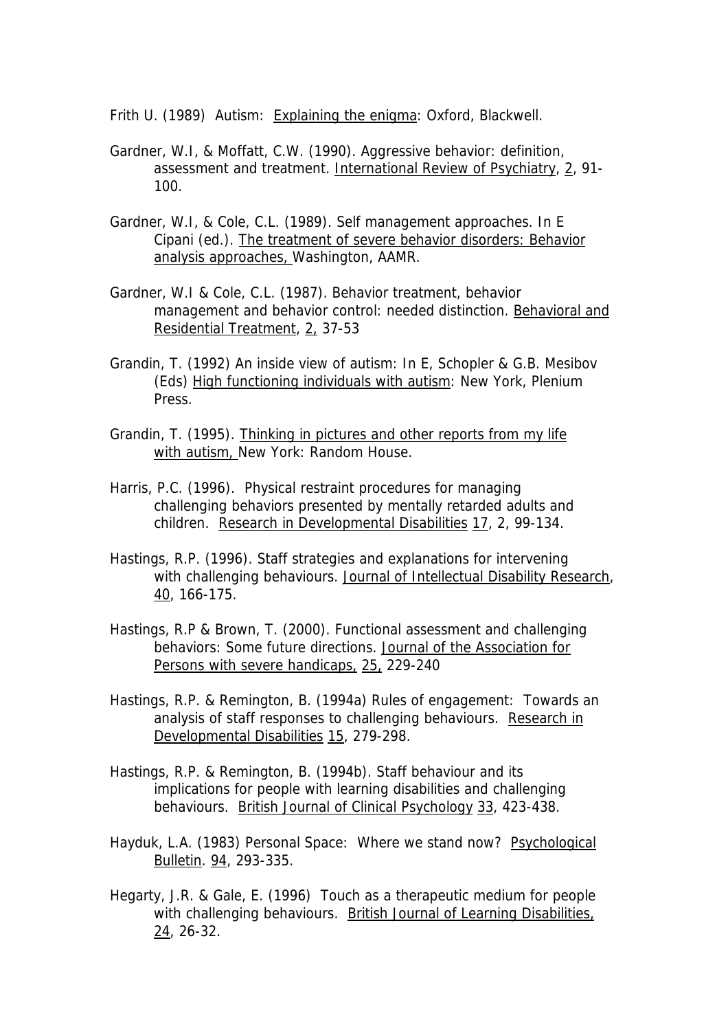Frith U. (1989) Autism: Explaining the enigma: Oxford, Blackwell.

Gardner, W.I, & Moffatt, C.W. (1990). Aggressive behavior: definition, assessment and treatment. International Review of Psychiatry, 2, 91-100.

Gardner, W.I, & Cole, C.L. (1989). Self management approaches. In E Cipani (ed.). The treatment of severe behavior disorders: Behavior analysis approaches, Washington, AAMR.

Gardner, W.I & Cole, C.L. (1987). Behavior treatment, behavior management and behavior control: needed distinction. Behavioral and Residential Treatment, 2, 37-53

Grandin, T. (1992) An inside view of autism: In E, Schopler & G.B. Mesibov (Eds) High functioning individuals with autism: New York, Plenium Press.

Grandin, T. (1995). Thinking in pictures and other reports from my life with autism, New York: Random House.

Harris, P.C. (1996). Physical restraint procedures for managing challenging behaviors presented by mentally retarded adults and children. Research in Developmental Disabilities 17, 2, 99-134.

Hastings, R.P. (1996). Staff strategies and explanations for intervening with challenging behaviours. Journal of Intellectual Disability Research, 40, 166-175.

Hastings, R.P & Brown, T. (2000). Functional assessment and challenging behaviors: Some future directions. Journal of the Association for Persons with severe handicaps, 25, 229-240

Hastings, R.P. & Remington, B. (1994a) Rules of engagement: Towards an analysis of staff responses to challenging behaviours. Research in Developmental Disabilities 15, 279-298.

Hastings, R.P. & Remington, B. (1994b). Staff behaviour and its implications for people with learning disabilities and challenging behaviours. British Journal of Clinical Psychology 33, 423-438.

Hayduk, L.A. (1983) Personal Space: Where we stand now? Psychological Bulletin. 94, 293-335.

Hegarty, J.R. & Gale, E. (1996) Touch as a therapeutic medium for people with challenging behaviours. British Journal of Learning Disabilities, 24, 26-32.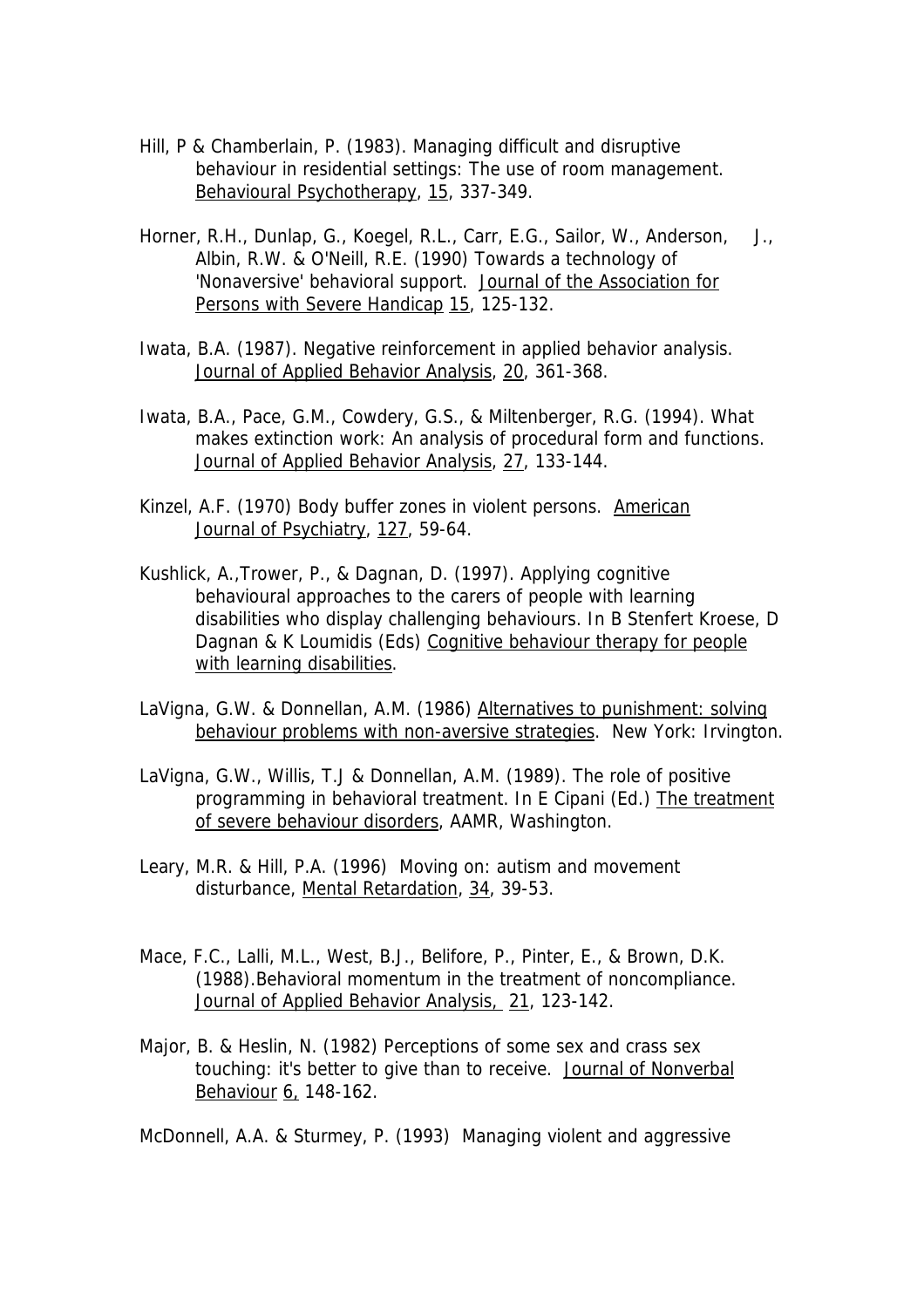Hill, P & Chamberlain, P. (1983). Managing difficult and disruptive behaviour in residential settings: The use of room management. Behavioural Psychotherapy, 15, 337-349.

Horner, R.H., Dunlap, G., Koegel, R.L., Carr, E.G., Sailor, W., Anderson, J., Albin, R.W. & O'Neill, R.E. (1990) Towards a technology of 'Nonaversive' behavioral support. Journal of the Association for Persons with Severe Handicap 15, 125-132.

Iwata, B.A. (1987). Negative reinforcement in applied behavior analysis. Journal of Applied Behavior Analysis, 20, 361-368.

Iwata, B.A., Pace, G.M., Cowdery, G.S., & Miltenberger, R.G. (1994). What makes extinction work: An analysis of procedural form and functions. Journal of Applied Behavior Analysis, 27, 133-144.

Kinzel, A.F. (1970) Body buffer zones in violent persons. American Journal of Psychiatry, 127, 59-64.

Kushlick, A.,Trower, P., & Dagnan, D. (1997). Applying cognitive behavioural approaches to the carers of people with learning disabilities who display challenging behaviours. In B Stenfert Kroese, D Dagnan & K Loumidis (Eds) Cognitive behaviour therapy for people with learning disabilities.

LaVigna, G.W. & Donnellan, A.M. (1986) Alternatives to punishment: solving behaviour problems with non-aversive strategies. New York: Irvington.

LaVigna, G.W., Willis, T.J & Donnellan, A.M. (1989). The role of positive programming in behavioral treatment. In E Cipani (Ed.) The treatment of severe behaviour disorders, AAMR, Washington.

Leary, M.R. & Hill, P.A. (1996) Moving on: autism and movement disturbance, Mental Retardation, 34, 39-53.

Mace, F.C., Lalli, M.L., West, B.J., Belifore, P., Pinter, E., & Brown, D.K. (1988).Behavioral momentum in the treatment of noncompliance. Journal of Applied Behavior Analysis, 21, 123-142.

Major, B. & Heslin, N. (1982) Perceptions of some sex and crass sex touching: it's better to give than to receive. Journal of Nonverbal Behaviour 6, 148-162.

McDonnell, A.A. & Sturmey, P. (1993) Managing violent and aggressive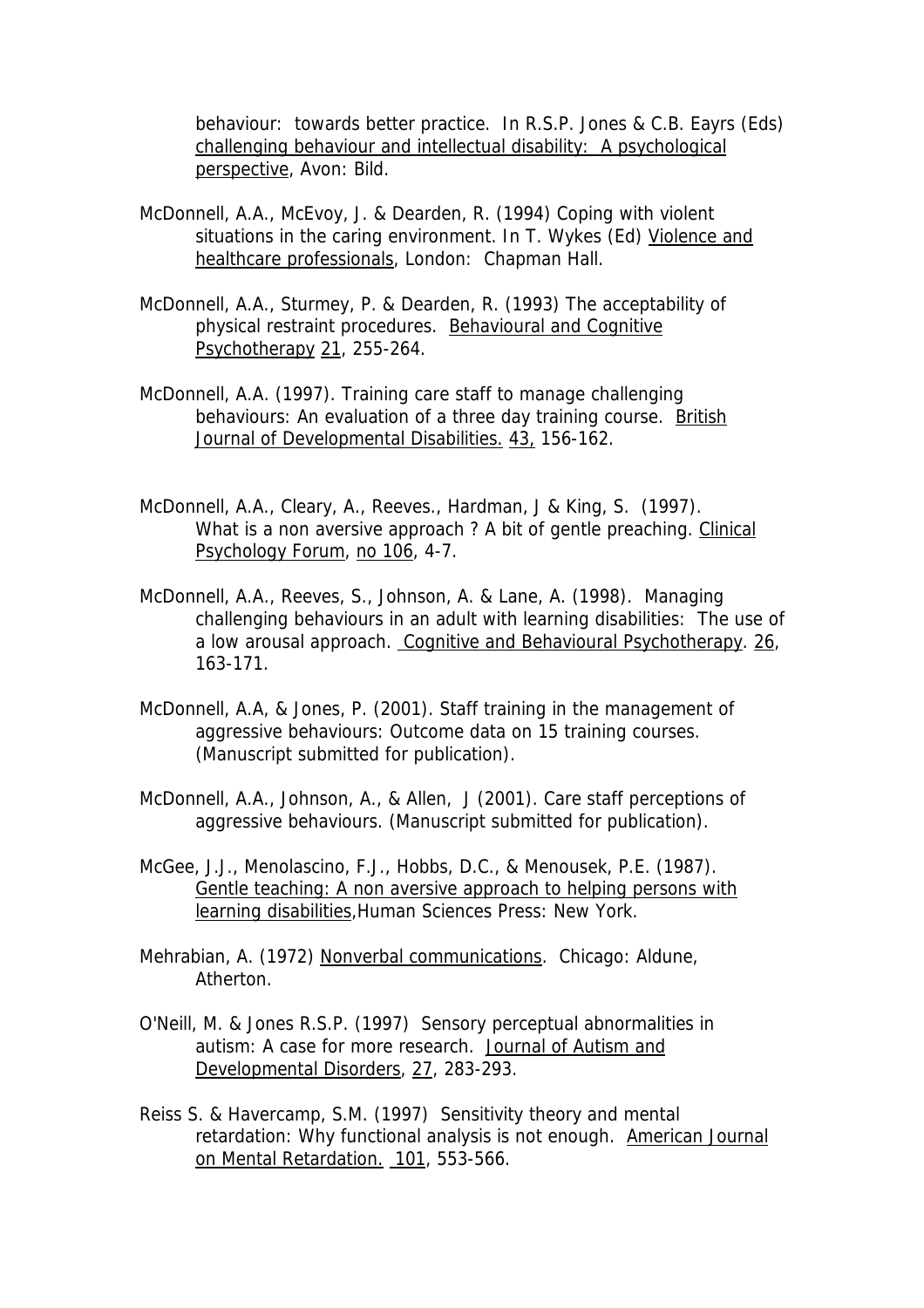behaviour: towards better practice. In R.S.P. Jones & C.B. Eayrs (Eds) challenging behaviour and intellectual disability: A psychological perspective, Avon: Bild.

McDonnell, A.A., McEvoy, J. & Dearden, R. (1994) Coping with violent situations in the caring environment. In T. Wykes (Ed) Violence and healthcare professionals, London: Chapman Hall.

McDonnell, A.A., Sturmey, P. & Dearden, R. (1993) The acceptability of physical restraint procedures. Behavioural and Cognitive Psychotherapy 21, 255-264.

McDonnell, A.A. (1997). Training care staff to manage challenging behaviours: An evaluation of a three day training course. British Journal of Developmental Disabilities. 43, 156-162.

McDonnell, A.A., Cleary, A., Reeves., Hardman, J & King, S. (1997). What is a non aversive approach ? A bit of gentle preaching. Clinical Psychology Forum, no 106, 4-7.

McDonnell, A.A., Reeves, S., Johnson, A. & Lane, A. (1998). Managing challenging behaviours in an adult with learning disabilities: The use of a low arousal approach. Cognitive and Behavioural Psychotherapy. 26, 163-171.

McDonnell, A.A, & Jones, P. (2001). Staff training in the management of aggressive behaviours: Outcome data on 15 training courses. (Manuscript submitted for publication).

McDonnell, A.A., Johnson, A., & Allen, J (2001). Care staff perceptions of aggressive behaviours. (Manuscript submitted for publication).

McGee, J.J., Menolascino, F.J., Hobbs, D.C., & Menousek, P.E. (1987). Gentle teaching: A non aversive approach to helping persons with learning disabilities,Human Sciences Press: New York.

Mehrabian, A. (1972) Nonverbal communications. Chicago: Aldune, Atherton.

O'Neill, M. & Jones R.S.P. (1997) Sensory perceptual abnormalities in autism: A case for more research. Journal of Autism and Developmental Disorders, 27, 283-293.

Reiss S. & Havercamp, S.M. (1997) Sensitivity theory and mental retardation: Why functional analysis is not enough. American Journal on Mental Retardation. 101, 553-566.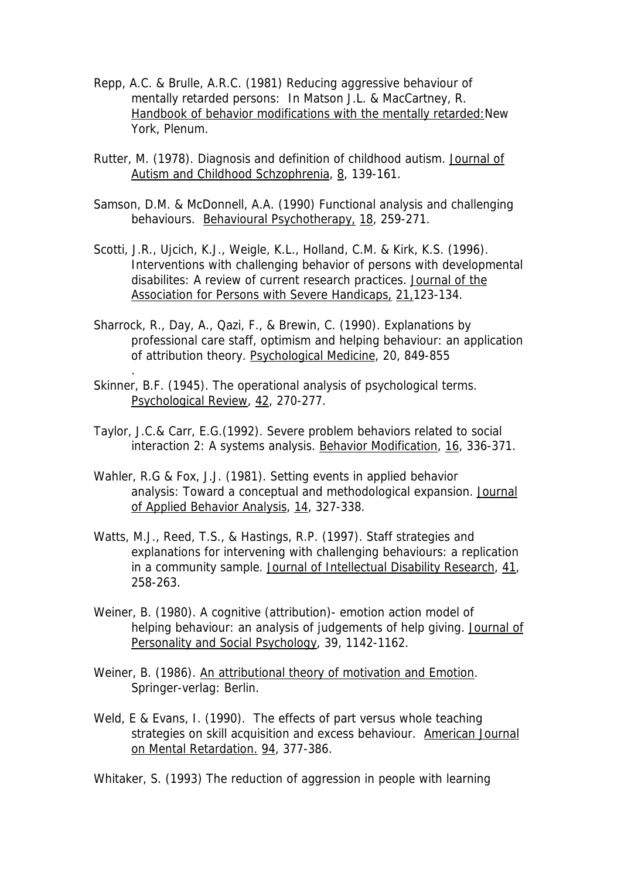Repp, A.C. & Brulle, A.R.C. (1981) Reducing aggressive behaviour of mentally retarded persons: In Matson J.L. & MacCartney, R. Handbook of behavior modifications with the mentally retarded: New York, Plenum.

Rutter, M. (1978). Diagnosis and definition of childhood autism. Journal of Autism and Childhood Schzophrenia, 8, 139-161.

Samson, D.M. & McDonnell, A.A. (1990) Functional analysis and challenging behaviours. Behavioural Psychotherapy, 18, 259-271.

Scotti, J.R., Ujcich, K.J., Weigle, K.L., Holland, C.M. & Kirk, K.S. (1996). Interventions with challenging behavior of persons with developmental disabilites: A review of current research practices. Journal of the Association for Persons with Severe Handicaps, 21, 123-134.

Sharrock, R., Day, A., Qazi, F., & Brewin, C. (1990). Explanations by professional care staff, optimism and helping behaviour: an application of attribution theory. Psychological Medicine, 20, 849-855
.

Skinner, B.F. (1945). The operational analysis of psychological terms. Psychological Review, 42, 270-277.

Taylor, J.C.& Carr, E.G.(1992). Severe problem behaviors related to social interaction 2: A systems analysis. Behavior Modification, 16, 336-371.

Wahler, R.G & Fox, J.J. (1981). Setting events in applied behavior analysis: Toward a conceptual and methodological expansion. Journal of Applied Behavior Analysis, 14, 327-338.

Watts, M.J., Reed, T.S., & Hastings, R.P. (1997). Staff strategies and explanations for intervening with challenging behaviours: a replication in a community sample. Journal of Intellectual Disability Research, 41, 258-263.

Weiner, B. (1980). A cognitive (attribution)- emotion action model of helping behaviour: an analysis of judgements of help giving. Journal of Personality and Social Psychology, 39, 1142-1162.

Weiner, B. (1986). An attributional theory of motivation and Emotion. Springer-verlag: Berlin.

Weld, E & Evans, I. (1990). The effects of part versus whole teaching strategies on skill acquisition and excess behaviour. American Journal on Mental Retardation. 94, 377-386.

Whitaker, S. (1993) The reduction of aggression in people with learning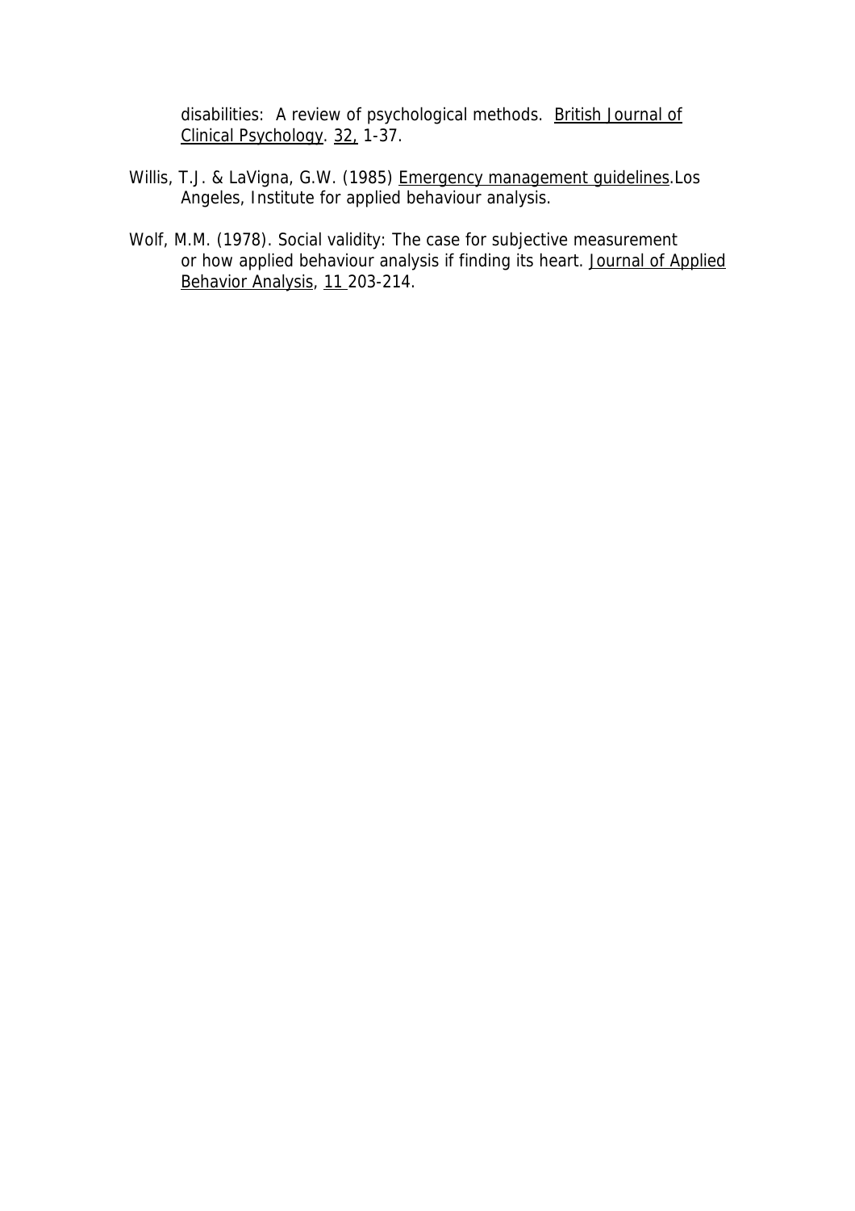disabilities: A review of psychological methods. British Journal of Clinical Psychology. 32, 1-37.

Willis, T.J. & LaVigna, G.W. (1985) Emergency management guidelines.Los Angeles, Institute for applied behaviour analysis.

Wolf, M.M. (1978). Social validity: The case for subjective measurement or how applied behaviour analysis if finding its heart. Journal of Applied Behavior Analysis, 11 203-214.